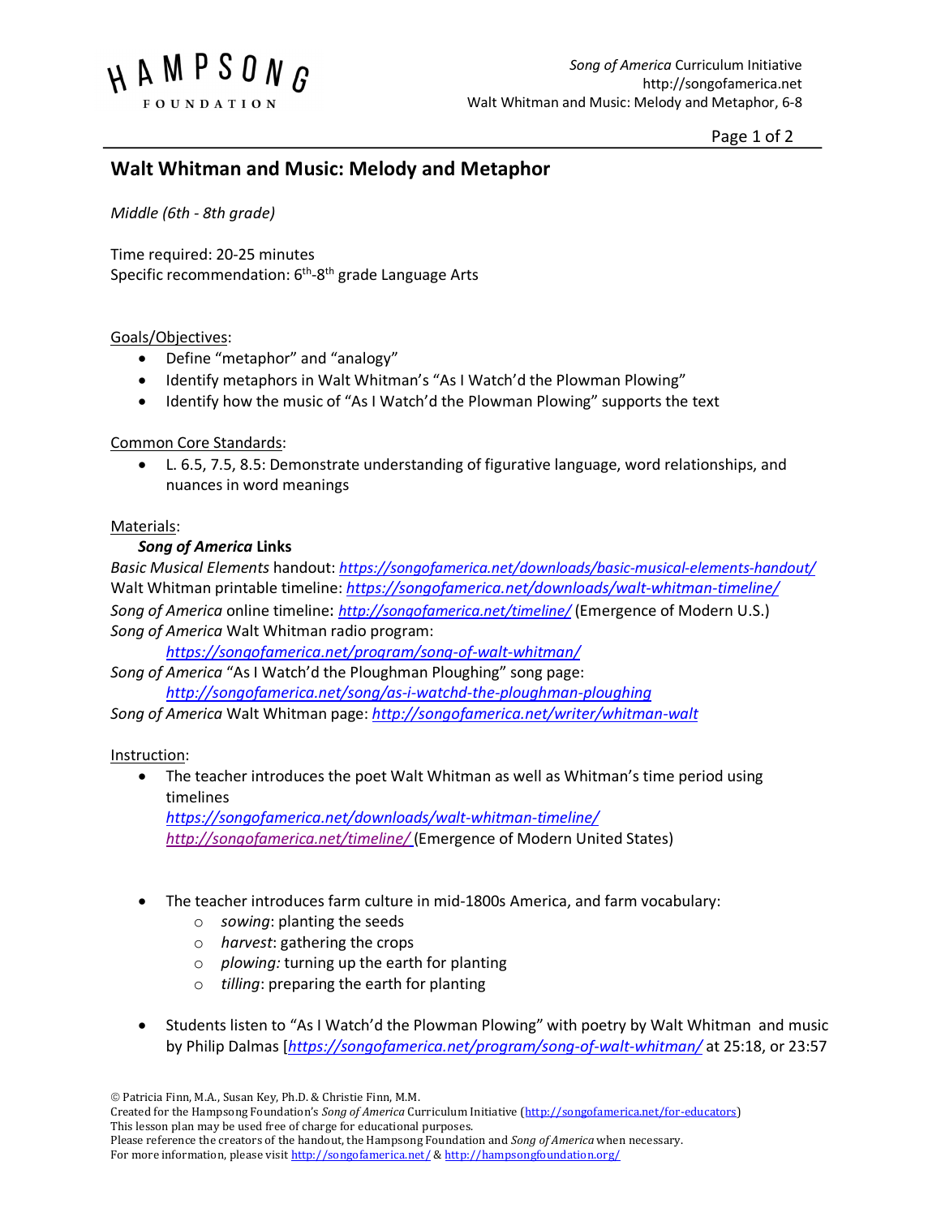# Walt Whitman and Music: Melody and Metaphor

*Middle (6th - 8th grade)*

Time required: 20-25 minutes
Specific recommendation: 6th-8th grade Language Arts

Goals/Objectives:

- Define "metaphor" and "analogy"
- Identify metaphors in Walt Whitman's "As I Watch'd the Plowman Plowing"
- Identify how the music of "As I Watch'd the Plowman Plowing" supports the text

Common Core Standards:

- L. 6.5, 7.5, 8.5: Demonstrate understanding of figurative language, word relationships, and nuances in word meanings

Materials:

***Song of America* Links**

*Basic Musical Elements* handout: *https://songofamerica.net/downloads/basic-musical-elements-handout/*
Walt Whitman printable timeline: *https://songofamerica.net/downloads/walt-whitman-timeline/*
*Song of America* online timeline: *http://songofamerica.net/timeline/* (Emergence of Modern U.S.)
*Song of America* Walt Whitman radio program:
*https://songofamerica.net/program/song-of-walt-whitman/*
*Song of America* "As I Watch'd the Ploughman Ploughing" song page:
*http://songofamerica.net/song/as-i-watchd-the-ploughman-ploughing*
*Song of America* Walt Whitman page: *http://songofamerica.net/writer/whitman-walt*

Instruction:

- The teacher introduces the poet Walt Whitman as well as Whitman's time period using timelines
  *https://songofamerica.net/downloads/walt-whitman-timeline/*
  *http://songofamerica.net/timeline/* (Emergence of Modern United States)

- The teacher introduces farm culture in mid-1800s America, and farm vocabulary:
  - *sowing*: planting the seeds
  - *harvest*: gathering the crops
  - *plowing:* turning up the earth for planting
  - *tilling*: preparing the earth for planting

- Students listen to "As I Watch'd the Plowman Plowing" with poetry by Walt Whitman and music by Philip Dalmas [*https://songofamerica.net/program/song-of-walt-whitman/* at 25:18, or 23:57

© Patricia Finn, M.A., Susan Key, Ph.D. & Christie Finn, M.M.
Created for the Hampsong Foundation's *Song of America* Curriculum Initiative (http://songofamerica.net/for-educators)
This lesson plan may be used free of charge for educational purposes.
Please reference the creators of the handout, the Hampsong Foundation and *Song of America* when necessary.
For more information, please visit http://songofamerica.net/ & http://hampsongfoundation.org/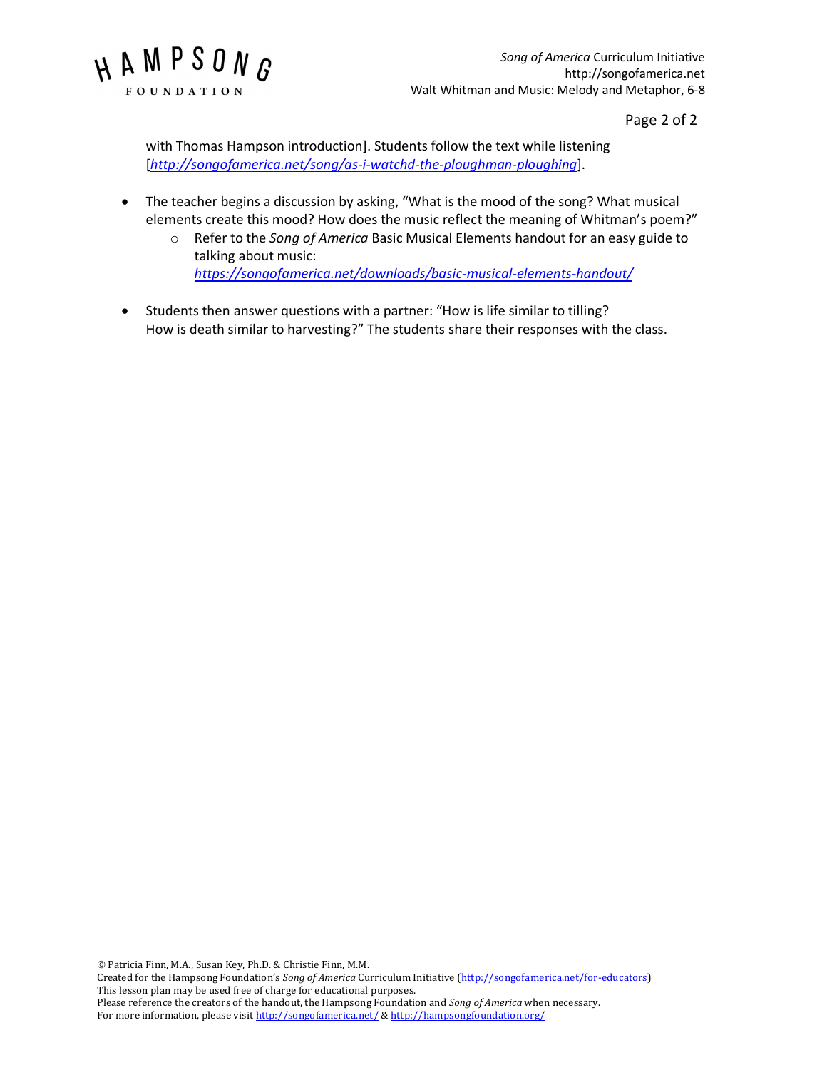with Thomas Hampson introduction]. Students follow the text while listening [*http://songofamerica.net/song/as-i-watchd-the-ploughman-ploughing*].

- The teacher begins a discussion by asking, "What is the mood of the song? What musical elements create this mood? How does the music reflect the meaning of Whitman's poem?"
    - Refer to the *Song of America* Basic Musical Elements handout for an easy guide to talking about music: *https://songofamerica.net/downloads/basic-musical-elements-handout/*

- Students then answer questions with a partner: "How is life similar to tilling? How is death similar to harvesting?" The students share their responses with the class.

© Patricia Finn, M.A., Susan Key, Ph.D. & Christie Finn, M.M.
Created for the Hampsong Foundation's *Song of America* Curriculum Initiative (http://songofamerica.net/for-educators)
This lesson plan may be used free of charge for educational purposes.
Please reference the creators of the handout, the Hampsong Foundation and *Song of America* when necessary.
For more information, please visit http://songofamerica.net/ & http://hampsongfoundation.org/